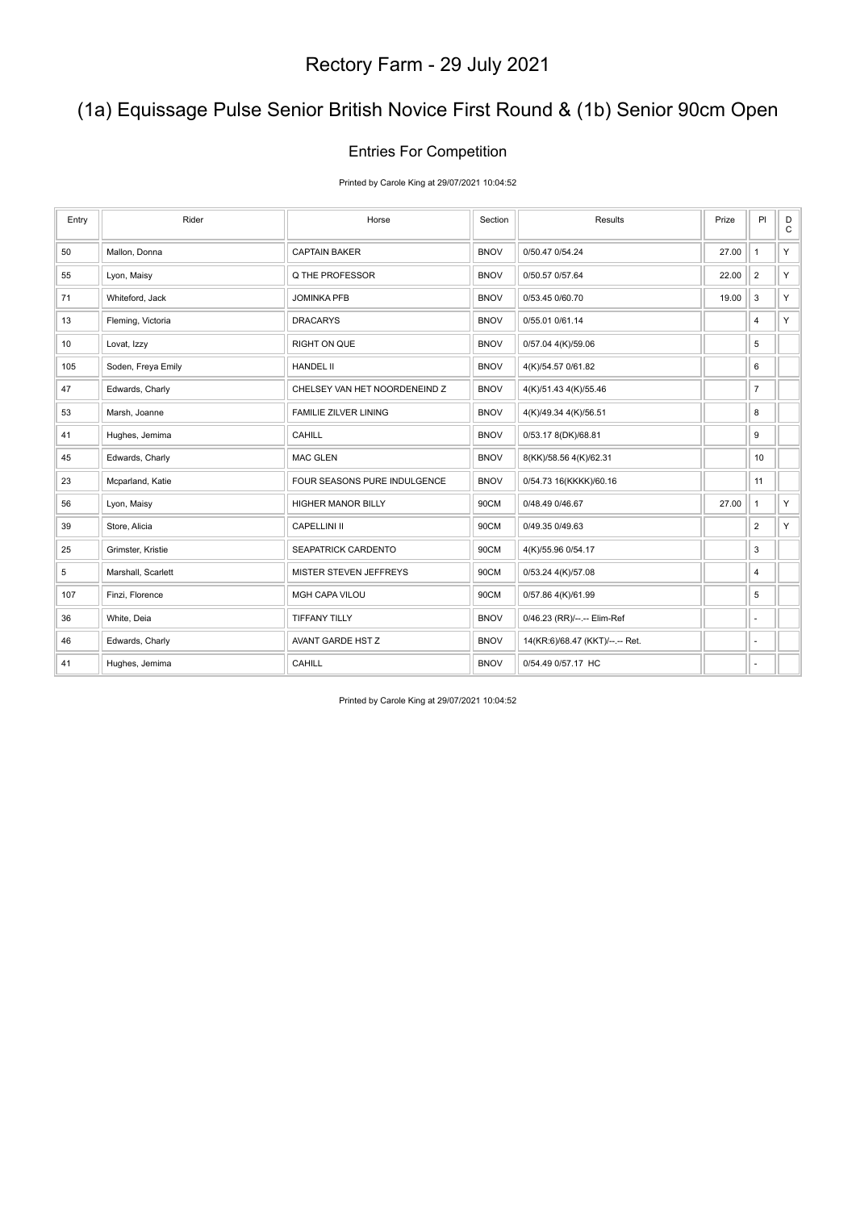# Rectory Farm - 29 July 2021

## (1a) Equissage Pulse Senior British Novice First Round & (1b) Senior 90cm Open

### Entries For Competition

Printed by Carole King at 29/07/2021 10:04:52

| Entry | Rider | Horse | Section | Results | Prize | Pl | DC |
|---|---|---|---|---|---|---|---|
| 50 | Mallon, Donna | CAPTAIN BAKER | BNOV | 0/50.47 0/54.24 | 27.00 | 1 | Y |
| 55 | Lyon, Maisy | Q THE PROFESSOR | BNOV | 0/50.57 0/57.64 | 22.00 | 2 | Y |
| 71 | Whiteford, Jack | JOMINKA PFB | BNOV | 0/53.45 0/60.70 | 19.00 | 3 | Y |
| 13 | Fleming, Victoria | DRACARYS | BNOV | 0/55.01 0/61.14 | | 4 | Y |
| 10 | Lovat, Izzy | RIGHT ON QUE | BNOV | 0/57.04 4(K)/59.06 | | 5 | |
| 105 | Soden, Freya Emily | HANDEL II | BNOV | 4(K)/54.57 0/61.82 | | 6 | |
| 47 | Edwards, Charly | CHELSEY VAN HET NOORDENEIND Z | BNOV | 4(K)/51.43 4(K)/55.46 | | 7 | |
| 53 | Marsh, Joanne | FAMILIE ZILVER LINING | BNOV | 4(K)/49.34 4(K)/56.51 | | 8 | |
| 41 | Hughes, Jemima | CAHILL | BNOV | 0/53.17 8(DK)/68.81 | | 9 | |
| 45 | Edwards, Charly | MAC GLEN | BNOV | 8(KK)/58.56 4(K)/62.31 | | 10 | |
| 23 | Mcparland, Katie | FOUR SEASONS PURE INDULGENCE | BNOV | 0/54.73 16(KKKK)/60.16 | | 11 | |
| 56 | Lyon, Maisy | HIGHER MANOR BILLY | 90CM | 0/48.49 0/46.67 | 27.00 | 1 | Y |
| 39 | Store, Alicia | CAPELLINI II | 90CM | 0/49.35 0/49.63 | | 2 | Y |
| 25 | Grimster, Kristie | SEAPATRICK CARDENTO | 90CM | 4(K)/55.96 0/54.17 | | 3 | |
| 5 | Marshall, Scarlett | MISTER STEVEN JEFFREYS | 90CM | 0/53.24 4(K)/57.08 | | 4 | |
| 107 | Finzi, Florence | MGH CAPA VILOU | 90CM | 0/57.86 4(K)/61.99 | | 5 | |
| 36 | White, Deia | TIFFANY TILLY | BNOV | 0/46.23 (RR)/--.-- Elim-Ref | | - | |
| 46 | Edwards, Charly | AVANT GARDE HST Z | BNOV | 14(KR:6)/68.47 (KKT)/--.-- Ret. | | - | |
| 41 | Hughes, Jemima | CAHILL | BNOV | 0/54.49 0/57.17 HC | | - | |

Printed by Carole King at 29/07/2021 10:04:52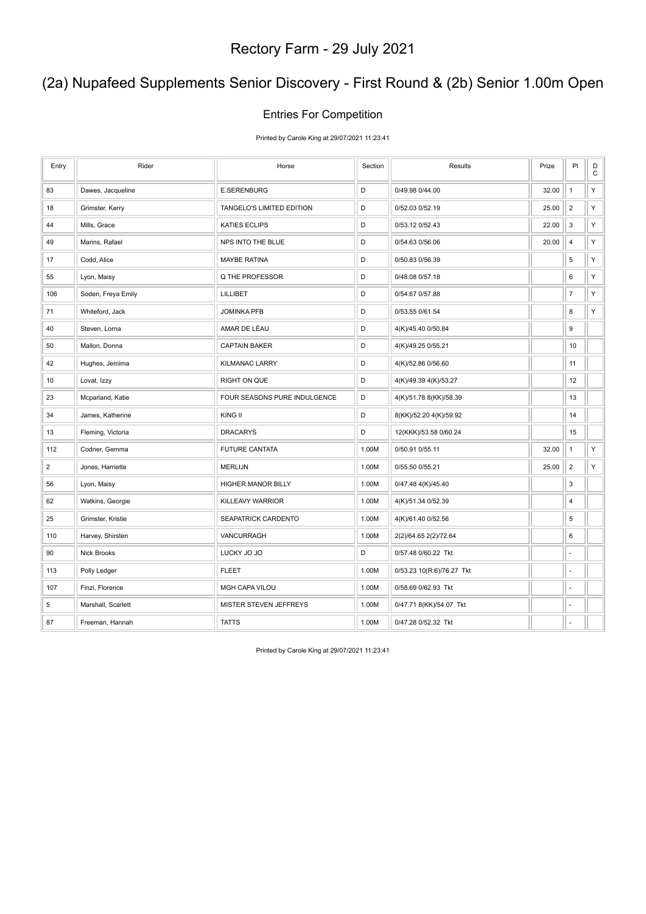# Rectory Farm - 29 July 2021

## (2a) Nupafeed Supplements Senior Discovery - First Round & (2b) Senior 1.00m Open

### Entries For Competition

Printed by Carole King at 29/07/2021 11:23:41

| Entry | Rider | Horse | Section | Results | Prize | Pl | DC |
|---|---|---|---|---|---|---|---|
| 83 | Dawes, Jacqueline | E.SERENBURG | D | 0/49.98 0/44.00 | 32.00 | 1 | Y |
| 18 | Grimster, Kerry | TANGELO'S LIMITED EDITION | D | 0/52.03 0/52.19 | 25.00 | 2 | Y |
| 44 | Mills, Grace | KATIES ECLIPS | D | 0/53.12 0/52.43 | 22.00 | 3 | Y |
| 49 | Marins, Rafael | NPS INTO THE BLUE | D | 0/54.63 0/56.06 | 20.00 | 4 | Y |
| 17 | Codd, Alice | MAYBE RATINA | D | 0/50.83 0/56.39 | | 5 | Y |
| 55 | Lyon, Maisy | Q THE PROFESSOR | D | 0/48.08 0/57.18 | | 6 | Y |
| 106 | Soden, Freya Emily | LILLIBET | D | 0/54.67 0/57.88 | | 7 | Y |
| 71 | Whiteford, Jack | JOMINKA PFB | D | 0/53.55 0/61.54 | | 8 | Y |
| 40 | Steven, Lorna | AMAR DE LÉAU | D | 4(K)/45.40 0/50.84 | | 9 | |
| 50 | Mallon, Donna | CAPTAIN BAKER | D | 4(K)/49.25 0/55.21 | | 10 | |
| 42 | Hughes, Jemima | KILMANAC LARRY | D | 4(K)/52.86 0/56.60 | | 11 | |
| 10 | Lovat, Izzy | RIGHT ON QUE | D | 4(K)/49.39 4(K)/53.27 | | 12 | |
| 23 | Mcparland, Katie | FOUR SEASONS PURE INDULGENCE | D | 4(K)/51.78 8(KK)/58.39 | | 13 | |
| 34 | James, Katherine | KING II | D | 8(KK)/52.20 4(K)/59.92 | | 14 | |
| 13 | Fleming, Victoria | DRACARYS | D | 12(KKK)/53.58 0/60.24 | | 15 | |
| 112 | Codner, Gemma | FUTURE CANTATA | 1.00M | 0/50.91 0/55.11 | 32.00 | 1 | Y |
| 2 | Jones, Harriette | MERLIJN | 1.00M | 0/55.50 0/55.21 | 25.00 | 2 | Y |
| 56 | Lyon, Maisy | HIGHER MANOR BILLY | 1.00M | 0/47.48 4(K)/45.40 | | 3 | |
| 62 | Watkins, Georgie | KILLEAVY WARRIOR | 1.00M | 4(K)/51.34 0/52.39 | | 4 | |
| 25 | Grimster, Kristie | SEAPATRICK CARDENTO | 1.00M | 4(K)/61.40 0/52.56 | | 5 | |
| 110 | Harvey, Shirsten | VANCURRAGH | 1.00M | 2(2)/64.65 2(2)/72.64 | | 6 | |
| 90 | Nick Brooks | LUCKY JO JO | D | 0/57.48 0/60.22 Tkt | | - | |
| 113 | Polly Ledger | FLEET | 1.00M | 0/53.23 10(R:6)/76.27 Tkt | | - | |
| 107 | Finzi, Florence | MGH CAPA VILOU | 1.00M | 0/58.69 0/62.93 Tkt | | - | |
| 5 | Marshall, Scarlett | MISTER STEVEN JEFFREYS | 1.00M | 0/47.71 8(KK)/54.07 Tkt | | - | |
| 87 | Freeman, Hannah | TATTS | 1.00M | 0/47.28 0/52.32 Tkt | | - | |

Printed by Carole King at 29/07/2021 11:23:41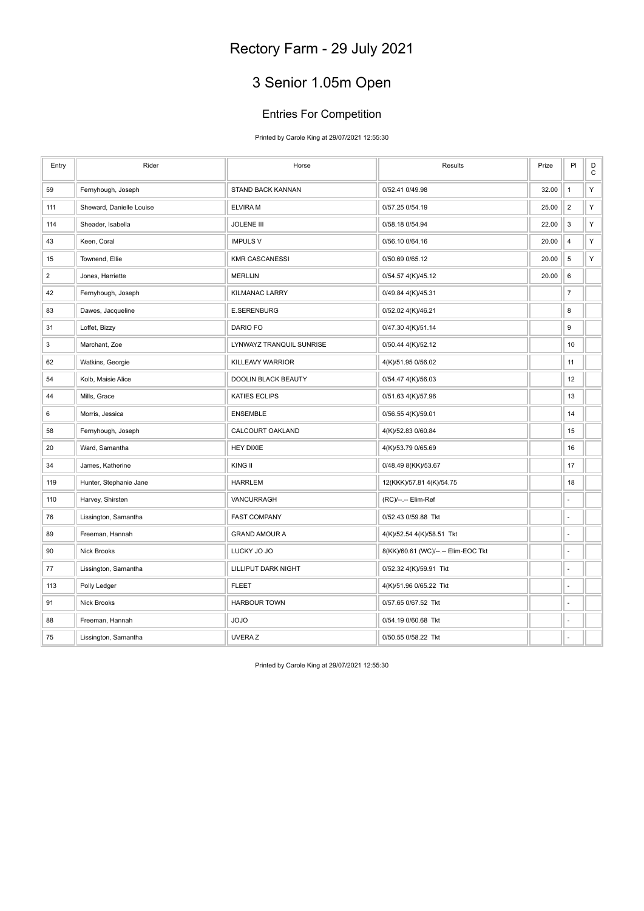# Rectory Farm - 29 July 2021

## 3 Senior 1.05m Open

### Entries For Competition

Printed by Carole King at 29/07/2021 12:55:30

| Entry | Rider | Horse | Results | Prize | Pl | DC |
|---|---|---|---|---|---|---|
| 59 | Fernyhough, Joseph | STAND BACK KANNAN | 0/52.41 0/49.98 | 32.00 | 1 | Y |
| 111 | Sheward, Danielle Louise | ELVIRA M | 0/57.25 0/54.19 | 25.00 | 2 | Y |
| 114 | Sheader, Isabella | JOLENE III | 0/58.18 0/54.94 | 22.00 | 3 | Y |
| 43 | Keen, Coral | IMPULS V | 0/56.10 0/64.16 | 20.00 | 4 | Y |
| 15 | Townend, Ellie | KMR CASCANESSI | 0/50.69 0/65.12 | 20.00 | 5 | Y |
| 2 | Jones, Harriette | MERLIJN | 0/54.57 4(K)/45.12 | 20.00 | 6 | |
| 42 | Fernyhough, Joseph | KILMANAC LARRY | 0/49.84 4(K)/45.31 | | 7 | |
| 83 | Dawes, Jacqueline | E.SERENBURG | 0/52.02 4(K)/46.21 | | 8 | |
| 31 | Loffet, Bizzy | DARIO FO | 0/47.30 4(K)/51.14 | | 9 | |
| 3 | Marchant, Zoe | LYNWAYZ TRANQUIL SUNRISE | 0/50.44 4(K)/52.12 | | 10 | |
| 62 | Watkins, Georgie | KILLEAVY WARRIOR | 4(K)/51.95 0/56.02 | | 11 | |
| 54 | Kolb, Maisie Alice | DOOLIN BLACK BEAUTY | 0/54.47 4(K)/56.03 | | 12 | |
| 44 | Mills, Grace | KATIES ECLIPS | 0/51.63 4(K)/57.96 | | 13 | |
| 6 | Morris, Jessica | ENSEMBLE | 0/56.55 4(K)/59.01 | | 14 | |
| 58 | Fernyhough, Joseph | CALCOURT OAKLAND | 4(K)/52.83 0/60.84 | | 15 | |
| 20 | Ward, Samantha | HEY DIXIE | 4(K)/53.79 0/65.69 | | 16 | |
| 34 | James, Katherine | KING II | 0/48.49 8(KK)/53.67 | | 17 | |
| 119 | Hunter, Stephanie Jane | HARRLEM | 12(KKK)/57.81 4(K)/54.75 | | 18 | |
| 110 | Harvey, Shirsten | VANCURRAGH | (RC)/--.-- Elim-Ref | | - | |
| 76 | Lissington, Samantha | FAST COMPANY | 0/52.43 0/59.88 Tkt | | - | |
| 89 | Freeman, Hannah | GRAND AMOUR A | 4(K)/52.54 4(K)/58.51 Tkt | | - | |
| 90 | Nick Brooks | LUCKY JO JO | 8(KK)/60.61 (WC)/--.-- Elim-EOC Tkt | | - | |
| 77 | Lissington, Samantha | LILLIPUT DARK NIGHT | 0/52.32 4(K)/59.91 Tkt | | - | |
| 113 | Polly Ledger | FLEET | 4(K)/51.96 0/65.22 Tkt | | - | |
| 91 | Nick Brooks | HARBOUR TOWN | 0/57.65 0/67.52 Tkt | | - | |
| 88 | Freeman, Hannah | JOJO | 0/54.19 0/60.68 Tkt | | - | |
| 75 | Lissington, Samantha | UVERA Z | 0/50.55 0/58.22 Tkt | | - | |

Printed by Carole King at 29/07/2021 12:55:30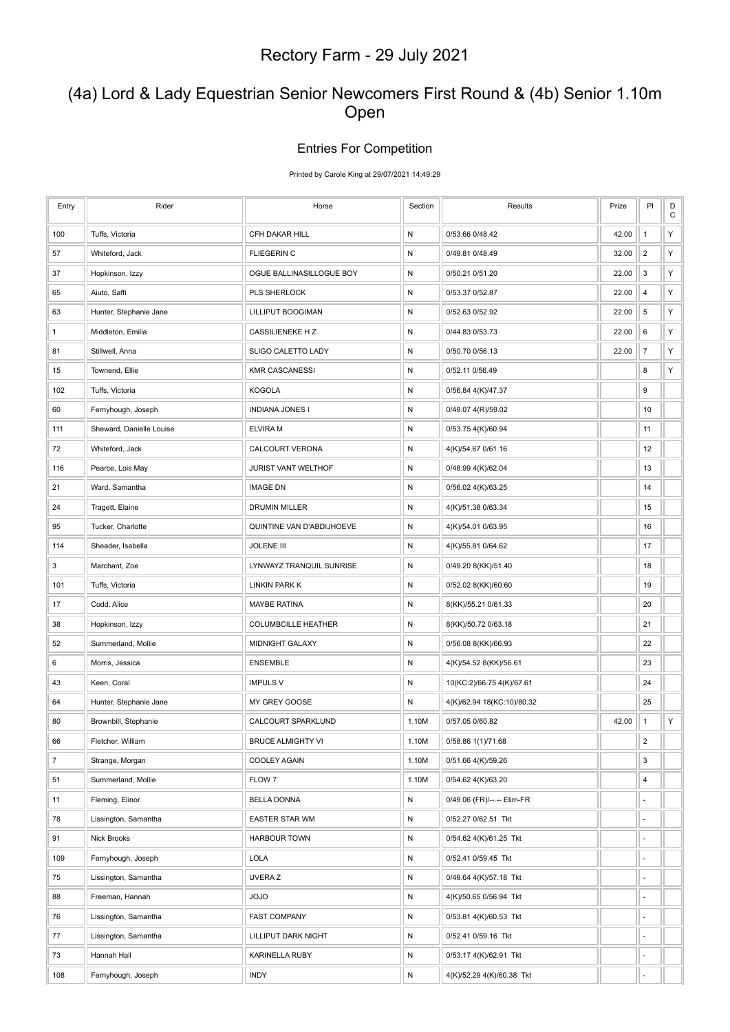# Rectory Farm - 29 July 2021

## (4a) Lord & Lady Equestrian Senior Newcomers First Round & (4b) Senior 1.10m Open

### Entries For Competition

Printed by Carole King at 29/07/2021 14:49:29

| Entry | Rider | Horse | Section | Results | Prize | Pl | DC |
|---|---|---|---|---|---|---|---|
| 100 | Tuffs, Victoria | CFH DAKAR HILL | N | 0/53.66 0/48.42 | 42.00 | 1 | Y |
| 57 | Whiteford, Jack | FLIEGERIN C | N | 0/49.81 0/48.49 | 32.00 | 2 | Y |
| 37 | Hopkinson, Izzy | OGUE BALLINASILLOGUE BOY | N | 0/50.21 0/51.20 | 22.00 | 3 | Y |
| 65 | Aiuto, Saffi | PLS SHERLOCK | N | 0/53.37 0/52.87 | 22.00 | 4 | Y |
| 63 | Hunter, Stephanie Jane | LILLIPUT BOOGIMAN | N | 0/52.63 0/52.92 | 22.00 | 5 | Y |
| 1 | Middleton, Emilia | CASSILIENEKE H Z | N | 0/44.83 0/53.73 | 22.00 | 6 | Y |
| 81 | Stillwell, Anna | SLIGO CALETTO LADY | N | 0/50.70 0/56.13 | 22.00 | 7 | Y |
| 15 | Townend, Ellie | KMR CASCANESSI | N | 0/52.11 0/56.49 | | 8 | Y |
| 102 | Tuffs, Victoria | KOGOLA | N | 0/56.84 4(K)/47.37 | | 9 | |
| 60 | Fernyhough, Joseph | INDIANA JONES I | N | 0/49.07 4(R)/59.02 | | 10 | |
| 111 | Sheward, Danielle Louise | ELVIRA M | N | 0/53.75 4(K)/60.94 | | 11 | |
| 72 | Whiteford, Jack | CALCOURT VERONA | N | 4(K)/54.67 0/61.16 | | 12 | |
| 116 | Pearce, Lois May | JURIST VANT WELTHOF | N | 0/48.99 4(K)/62.04 | | 13 | |
| 21 | Ward, Samantha | IMAGE DN | N | 0/56.02 4(K)/63.25 | | 14 | |
| 24 | Tragett, Elaine | DRUMIN MILLER | N | 4(K)/51.38 0/63.34 | | 15 | |
| 95 | Tucker, Charlotte | QUINTINE VAN D'ABDIJHOEVE | N | 4(K)/54.01 0/63.95 | | 16 | |
| 114 | Sheader, Isabella | JOLENE III | N | 4(K)/55.81 0/64.62 | | 17 | |
| 3 | Marchant, Zoe | LYNWAYZ TRANQUIL SUNRISE | N | 0/49.20 8(KK)/51.40 | | 18 | |
| 101 | Tuffs, Victoria | LINKIN PARK K | N | 0/52.02 8(KK)/60.60 | | 19 | |
| 17 | Codd, Alice | MAYBE RATINA | N | 8(KK)/55.21 0/61.33 | | 20 | |
| 38 | Hopkinson, Izzy | COLUMBCILLE HEATHER | N | 8(KK)/50.72 0/63.18 | | 21 | |
| 52 | Summerland, Mollie | MIDNIGHT GALAXY | N | 0/56.08 8(KK)/66.93 | | 22 | |
| 6 | Morris, Jessica | ENSEMBLE | N | 4(K)/54.52 8(KK)/56.61 | | 23 | |
| 43 | Keen, Coral | IMPULS V | N | 10(KC:2)/66.75 4(K)/67.61 | | 24 | |
| 64 | Hunter, Stephanie Jane | MY GREY GOOSE | N | 4(K)/62.94 18(KC:10)/80.32 | | 25 | |
| 80 | Brownbill, Stephanie | CALCOURT SPARKLUND | 1.10M | 0/57.05 0/60.82 | 42.00 | 1 | Y |
| 66 | Fletcher, William | BRUCE ALMIGHTY VI | 1.10M | 0/58.86 1(1)/71.68 | | 2 | |
| 7 | Strange, Morgan | COOLEY AGAIN | 1.10M | 0/51.66 4(K)/59.26 | | 3 | |
| 51 | Summerland, Mollie | FLOW 7 | 1.10M | 0/54.62 4(K)/63.20 | | 4 | |
| 11 | Fleming, Elinor | BELLA DONNA | N | 0/49.06 (FR)/--.-- Elim-FR | | - | |
| 78 | Lissington, Samantha | EASTER STAR WM | N | 0/52.27 0/62.51 Tkt | | - | |
| 91 | Nick Brooks | HARBOUR TOWN | N | 0/54.62 4(K)/61.25 Tkt | | - | |
| 109 | Fernyhough, Joseph | LOLA | N | 0/52.41 0/59.45 Tkt | | - | |
| 75 | Lissington, Samantha | UVERA Z | N | 0/49.64 4(K)/57.18 Tkt | | - | |
| 88 | Freeman, Hannah | JOJO | N | 4(K)/50.65 0/56.94 Tkt | | - | |
| 76 | Lissington, Samantha | FAST COMPANY | N | 0/53.81 4(K)/60.53 Tkt | | - | |
| 77 | Lissington, Samantha | LILLIPUT DARK NIGHT | N | 0/52.41 0/59.16 Tkt | | - | |
| 73 | Hannah Hall | KARINELLA RUBY | N | 0/53.17 4(K)/62.91 Tkt | | - | |
| 108 | Fernyhough, Joseph | INDY | N | 4(K)/52.29 4(K)/60.38 Tkt | | - | |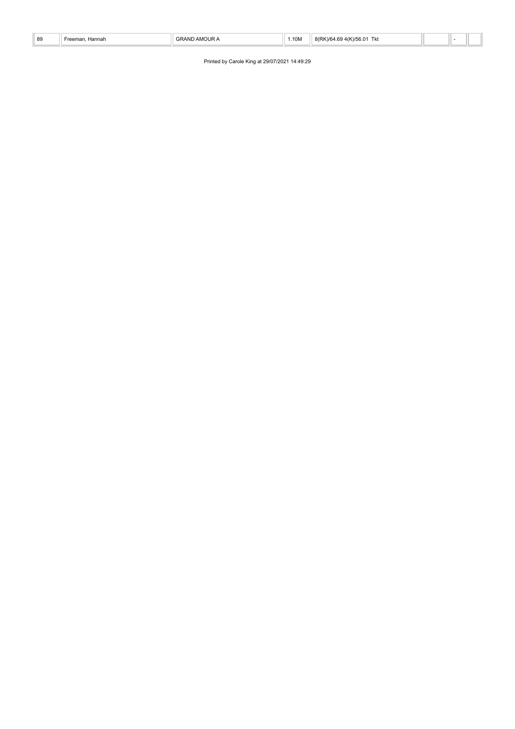| 89 | Freeman, Hannah | GRAND AMOUR A | 1.10M | 8(RK)/64.69 4(K)/56.01 Tkt | | - | |
|---|---|---|---|---|---|---|---|

Printed by Carole King at 29/07/2021 14:49:29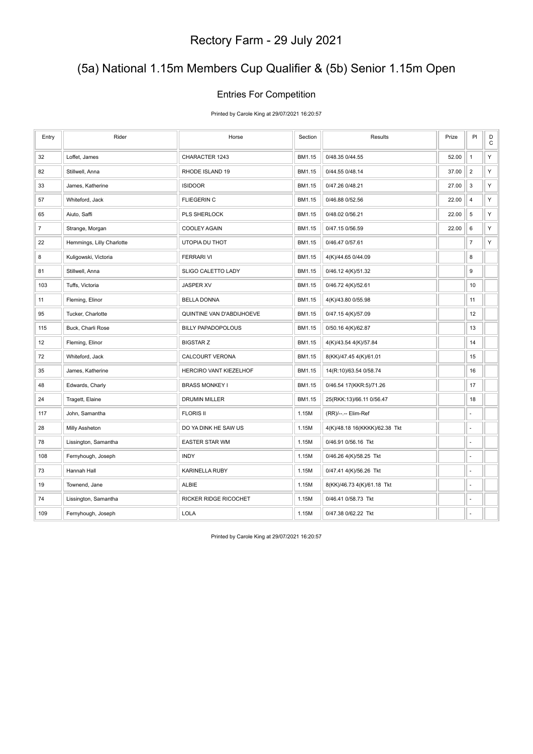# Rectory Farm - 29 July 2021

## (5a) National 1.15m Members Cup Qualifier & (5b) Senior 1.15m Open

### Entries For Competition

Printed by Carole King at 29/07/2021 16:20:57

| Entry | Rider | Horse | Section | Results | Prize | Pl | DC |
|---|---|---|---|---|---|---|---|
| 32 | Loffet, James | CHARACTER 1243 | BM1.15 | 0/48.35 0/44.55 | 52.00 | 1 | Y |
| 82 | Stillwell, Anna | RHODE ISLAND 19 | BM1.15 | 0/44.55 0/48.14 | 37.00 | 2 | Y |
| 33 | James, Katherine | ISIDOOR | BM1.15 | 0/47.26 0/48.21 | 27.00 | 3 | Y |
| 57 | Whiteford, Jack | FLIEGERIN C | BM1.15 | 0/46.88 0/52.56 | 22.00 | 4 | Y |
| 65 | Aiuto, Saffi | PLS SHERLOCK | BM1.15 | 0/48.02 0/56.21 | 22.00 | 5 | Y |
| 7 | Strange, Morgan | COOLEY AGAIN | BM1.15 | 0/47.15 0/56.59 | 22.00 | 6 | Y |
| 22 | Hemmings, Lilly Charlotte | UTOPIA DU THOT | BM1.15 | 0/46.47 0/57.61 | | 7 | Y |
| 8 | Kuligowski, Victoria | FERRARI VI | BM1.15 | 4(K)/44.65 0/44.09 | | 8 | |
| 81 | Stillwell, Anna | SLIGO CALETTO LADY | BM1.15 | 0/46.12 4(K)/51.32 | | 9 | |
| 103 | Tuffs, Victoria | JASPER XV | BM1.15 | 0/46.72 4(K)/52.61 | | 10 | |
| 11 | Fleming, Elinor | BELLA DONNA | BM1.15 | 4(K)/43.80 0/55.98 | | 11 | |
| 95 | Tucker, Charlotte | QUINTINE VAN D'ABDIJHOEVE | BM1.15 | 0/47.15 4(K)/57.09 | | 12 | |
| 115 | Buck, Charli Rose | BILLY PAPADOPOLOUS | BM1.15 | 0/50.16 4(K)/62.87 | | 13 | |
| 12 | Fleming, Elinor | BIGSTAR Z | BM1.15 | 4(K)/43.54 4(K)/57.84 | | 14 | |
| 72 | Whiteford, Jack | CALCOURT VERONA | BM1.15 | 8(KK)/47.45 4(K)/61.01 | | 15 | |
| 35 | James, Katherine | HERCIRO VANT KIEZELHOF | BM1.15 | 14(R:10)/63.54 0/58.74 | | 16 | |
| 48 | Edwards, Charly | BRASS MONKEY I | BM1.15 | 0/46.54 17(KKR:5)/71.26 | | 17 | |
| 24 | Tragett, Elaine | DRUMIN MILLER | BM1.15 | 25(RKK:13)/66.11 0/56.47 | | 18 | |
| 117 | John, Samantha | FLORIS II | 1.15M | (RR)/--.-- Elim-Ref | | - | |
| 28 | Milly Assheton | DO YA DINK HE SAW US | 1.15M | 4(K)/48.18 16(KKKK)/62.38 Tkt | | - | |
| 78 | Lissington, Samantha | EASTER STAR WM | 1.15M | 0/46.91 0/56.16 Tkt | | - | |
| 108 | Fernyhough, Joseph | INDY | 1.15M | 0/46.26 4(K)/58.25 Tkt | | - | |
| 73 | Hannah Hall | KARINELLA RUBY | 1.15M | 0/47.41 4(K)/56.26 Tkt | | - | |
| 19 | Townend, Jane | ALBIE | 1.15M | 8(KK)/46.73 4(K)/61.18 Tkt | | - | |
| 74 | Lissington, Samantha | RICKER RIDGE RICOCHET | 1.15M | 0/46.41 0/58.73 Tkt | | - | |
| 109 | Fernyhough, Joseph | LOLA | 1.15M | 0/47.38 0/62.22 Tkt | | - | |

Printed by Carole King at 29/07/2021 16:20:57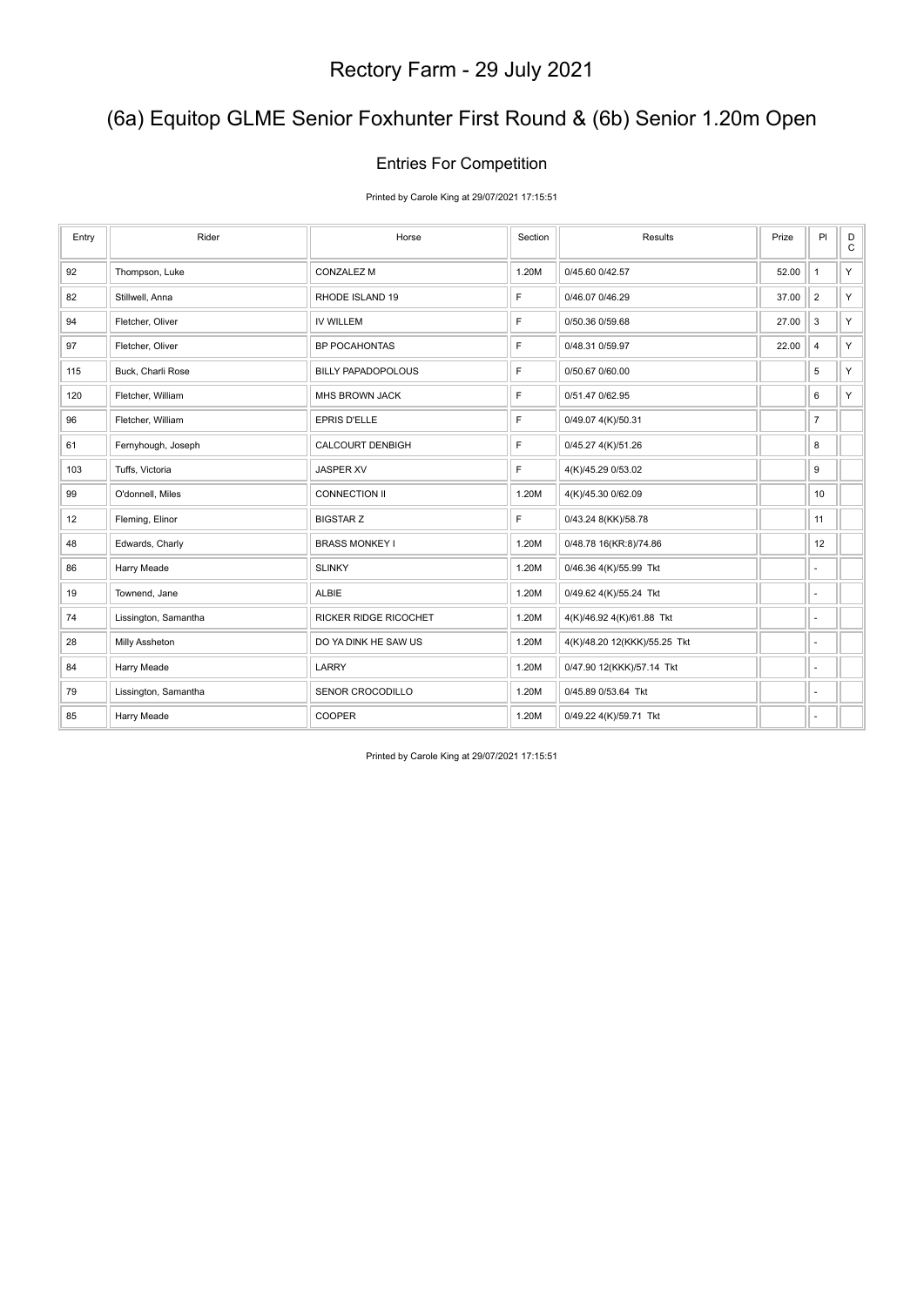# Rectory Farm - 29 July 2021

## (6a) Equitop GLME Senior Foxhunter First Round & (6b) Senior 1.20m Open

### Entries For Competition

Printed by Carole King at 29/07/2021 17:15:51

| Entry | Rider | Horse | Section | Results | Prize | Pl | DC |
|---|---|---|---|---|---|---|---|
| 92 | Thompson, Luke | CONZALEZ M | 1.20M | 0/45.60 0/42.57 | 52.00 | 1 | Y |
| 82 | Stillwell, Anna | RHODE ISLAND 19 | F | 0/46.07 0/46.29 | 37.00 | 2 | Y |
| 94 | Fletcher, Oliver | IV WILLEM | F | 0/50.36 0/59.68 | 27.00 | 3 | Y |
| 97 | Fletcher, Oliver | BP POCAHONTAS | F | 0/48.31 0/59.97 | 22.00 | 4 | Y |
| 115 | Buck, Charli Rose | BILLY PAPADOPOLOUS | F | 0/50.67 0/60.00 | | 5 | Y |
| 120 | Fletcher, William | MHS BROWN JACK | F | 0/51.47 0/62.95 | | 6 | Y |
| 96 | Fletcher, William | EPRIS D'ELLE | F | 0/49.07 4(K)/50.31 | | 7 | |
| 61 | Fernyhough, Joseph | CALCOURT DENBIGH | F | 0/45.27 4(K)/51.26 | | 8 | |
| 103 | Tuffs, Victoria | JASPER XV | F | 4(K)/45.29 0/53.02 | | 9 | |
| 99 | O'donnell, Miles | CONNECTION II | 1.20M | 4(K)/45.30 0/62.09 | | 10 | |
| 12 | Fleming, Elinor | BIGSTAR Z | F | 0/43.24 8(KK)/58.78 | | 11 | |
| 48 | Edwards, Charly | BRASS MONKEY I | 1.20M | 0/48.78 16(KR:8)/74.86 | | 12 | |
| 86 | Harry Meade | SLINKY | 1.20M | 0/46.36 4(K)/55.99 Tkt | | - | |
| 19 | Townend, Jane | ALBIE | 1.20M | 0/49.62 4(K)/55.24 Tkt | | - | |
| 74 | Lissington, Samantha | RICKER RIDGE RICOCHET | 1.20M | 4(K)/46.92 4(K)/61.88 Tkt | | - | |
| 28 | Milly Assheton | DO YA DINK HE SAW US | 1.20M | 4(K)/48.20 12(KKK)/55.25 Tkt | | - | |
| 84 | Harry Meade | LARRY | 1.20M | 0/47.90 12(KKK)/57.14 Tkt | | - | |
| 79 | Lissington, Samantha | SENOR CROCODILLO | 1.20M | 0/45.89 0/53.64 Tkt | | - | |
| 85 | Harry Meade | COOPER | 1.20M | 0/49.22 4(K)/59.71 Tkt | | - | |

Printed by Carole King at 29/07/2021 17:15:51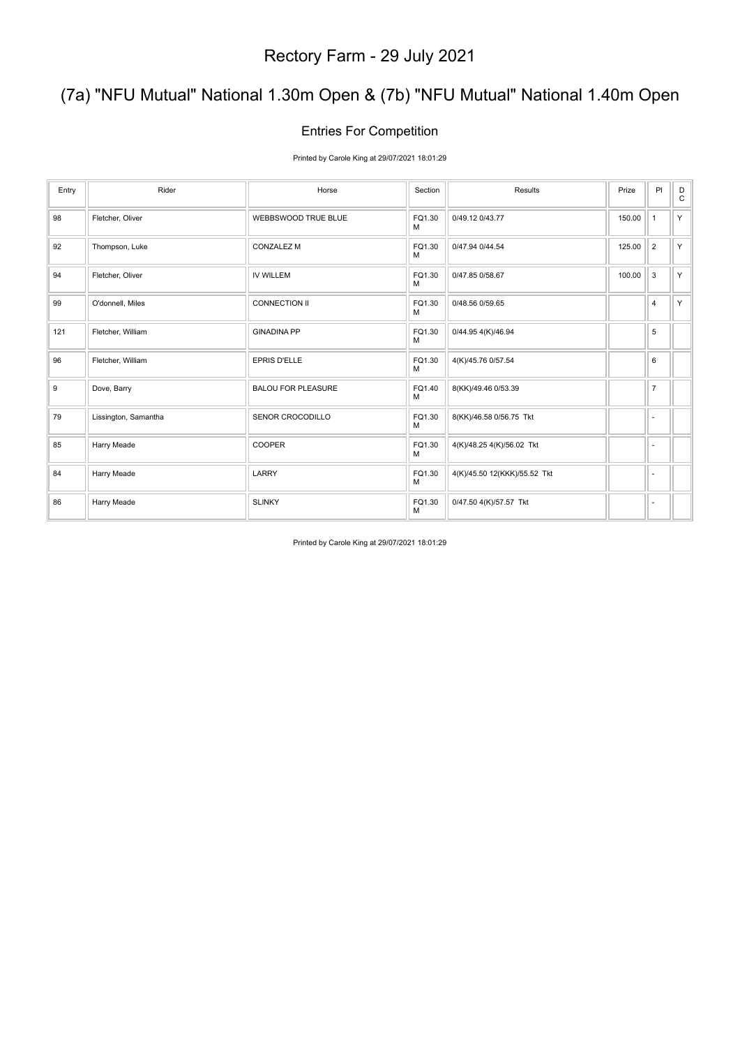# Rectory Farm - 29 July 2021

## (7a) "NFU Mutual" National 1.30m Open & (7b) "NFU Mutual" National 1.40m Open

### Entries For Competition

Printed by Carole King at 29/07/2021 18:01:29

| Entry | Rider | Horse | Section | Results | Prize | Pl | DC |
|---|---|---|---|---|---|---|---|
| 98 | Fletcher, Oliver | WEBBSWOOD TRUE BLUE | FQ1.30 M | 0/49.12 0/43.77 | 150.00 | 1 | Y |
| 92 | Thompson, Luke | CONZALEZ M | FQ1.30 M | 0/47.94 0/44.54 | 125.00 | 2 | Y |
| 94 | Fletcher, Oliver | IV WILLEM | FQ1.30 M | 0/47.85 0/58.67 | 100.00 | 3 | Y |
| 99 | O'donnell, Miles | CONNECTION II | FQ1.30 M | 0/48.56 0/59.65 | | 4 | Y |
| 121 | Fletcher, William | GINADINA PP | FQ1.30 M | 0/44.95 4(K)/46.94 | | 5 | |
| 96 | Fletcher, William | EPRIS D'ELLE | FQ1.30 M | 4(K)/45.76 0/57.54 | | 6 | |
| 9 | Dove, Barry | BALOU FOR PLEASURE | FQ1.40 M | 8(KK)/49.46 0/53.39 | | 7 | |
| 79 | Lissington, Samantha | SENOR CROCODILLO | FQ1.30 M | 8(KK)/46.58 0/56.75 Tkt | | - | |
| 85 | Harry Meade | COOPER | FQ1.30 M | 4(K)/48.25 4(K)/56.02 Tkt | | - | |
| 84 | Harry Meade | LARRY | FQ1.30 M | 4(K)/45.50 12(KKK)/55.52 Tkt | | - | |
| 86 | Harry Meade | SLINKY | FQ1.30 M | 0/47.50 4(K)/57.57 Tkt | | - | |

Printed by Carole King at 29/07/2021 18:01:29